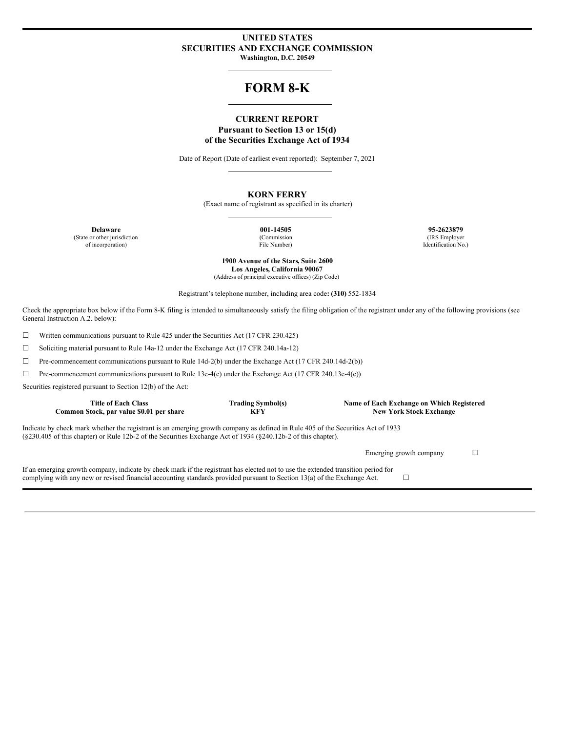**UNITED STATES**
**SECURITIES AND EXCHANGE COMMISSION**
**Washington, D.C. 20549**

# FORM 8-K

**CURRENT REPORT**
**Pursuant to Section 13 or 15(d)**
**of the Securities Exchange Act of 1934**

Date of Report (Date of earliest event reported): September 7, 2021

**KORN FERRY**
(Exact name of registrant as specified in its charter)

| **Delaware** | **001-14505** | **95-2623879** |
|---|---|---|
| (State or other jurisdiction of incorporation) | (Commission File Number) | (IRS Employer Identification No.) |

**1900 Avenue of the Stars, Suite 2600**
**Los Angeles, California 90067**
(Address of principal executive offices) (Zip Code)

Registrant's telephone number, including area code**: (310)** 552-1834

Check the appropriate box below if the Form 8-K filing is intended to simultaneously satisfy the filing obligation of the registrant under any of the following provisions (see General Instruction A.2. below):

☐ Written communications pursuant to Rule 425 under the Securities Act (17 CFR 230.425)

☐ Soliciting material pursuant to Rule 14a-12 under the Exchange Act (17 CFR 240.14a-12)

☐ Pre-commencement communications pursuant to Rule 14d-2(b) under the Exchange Act (17 CFR 240.14d-2(b))

☐ Pre-commencement communications pursuant to Rule 13e-4(c) under the Exchange Act (17 CFR 240.13e-4(c))

Securities registered pursuant to Section 12(b) of the Act:

| Title of Each Class | Trading Symbol(s) | Name of Each Exchange on Which Registered |
|---|---|---|
| **Common Stock, par value $0.01 per share** | **KFY** | **New York Stock Exchange** |

Indicate by check mark whether the registrant is an emerging growth company as defined in Rule 405 of the Securities Act of 1933 (§230.405 of this chapter) or Rule 12b-2 of the Securities Exchange Act of 1934 (§240.12b-2 of this chapter).

Emerging growth company ☐

If an emerging growth company, indicate by check mark if the registrant has elected not to use the extended transition period for complying with any new or revised financial accounting standards provided pursuant to Section 13(a) of the Exchange Act. ☐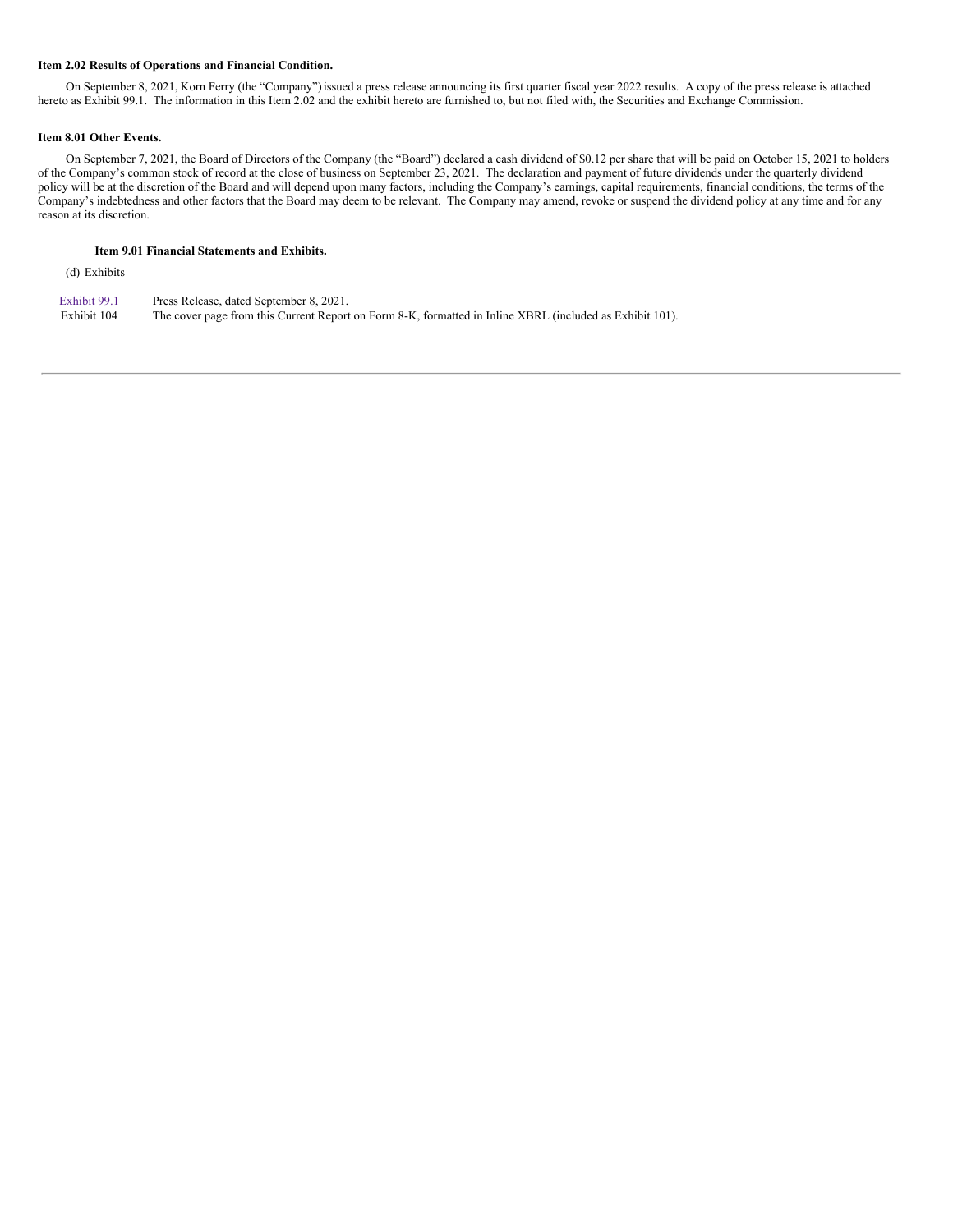**Item 2.02 Results of Operations and Financial Condition.**

On September 8, 2021, Korn Ferry (the "Company") issued a press release announcing its first quarter fiscal year 2022 results. A copy of the press release is attached hereto as Exhibit 99.1. The information in this Item 2.02 and the exhibit hereto are furnished to, but not filed with, the Securities and Exchange Commission.

**Item 8.01 Other Events.**

On September 7, 2021, the Board of Directors of the Company (the "Board") declared a cash dividend of $0.12 per share that will be paid on October 15, 2021 to holders of the Company's common stock of record at the close of business on September 23, 2021. The declaration and payment of future dividends under the quarterly dividend policy will be at the discretion of the Board and will depend upon many factors, including the Company's earnings, capital requirements, financial conditions, the terms of the Company's indebtedness and other factors that the Board may deem to be relevant. The Company may amend, revoke or suspend the dividend policy at any time and for any reason at its discretion.

**Item 9.01 Financial Statements and Exhibits.**

(d) Exhibits

| | |
|---|---|
| Exhibit 99.1 | Press Release, dated September 8, 2021. |
| Exhibit 104 | The cover page from this Current Report on Form 8-K, formatted in Inline XBRL (included as Exhibit 101). |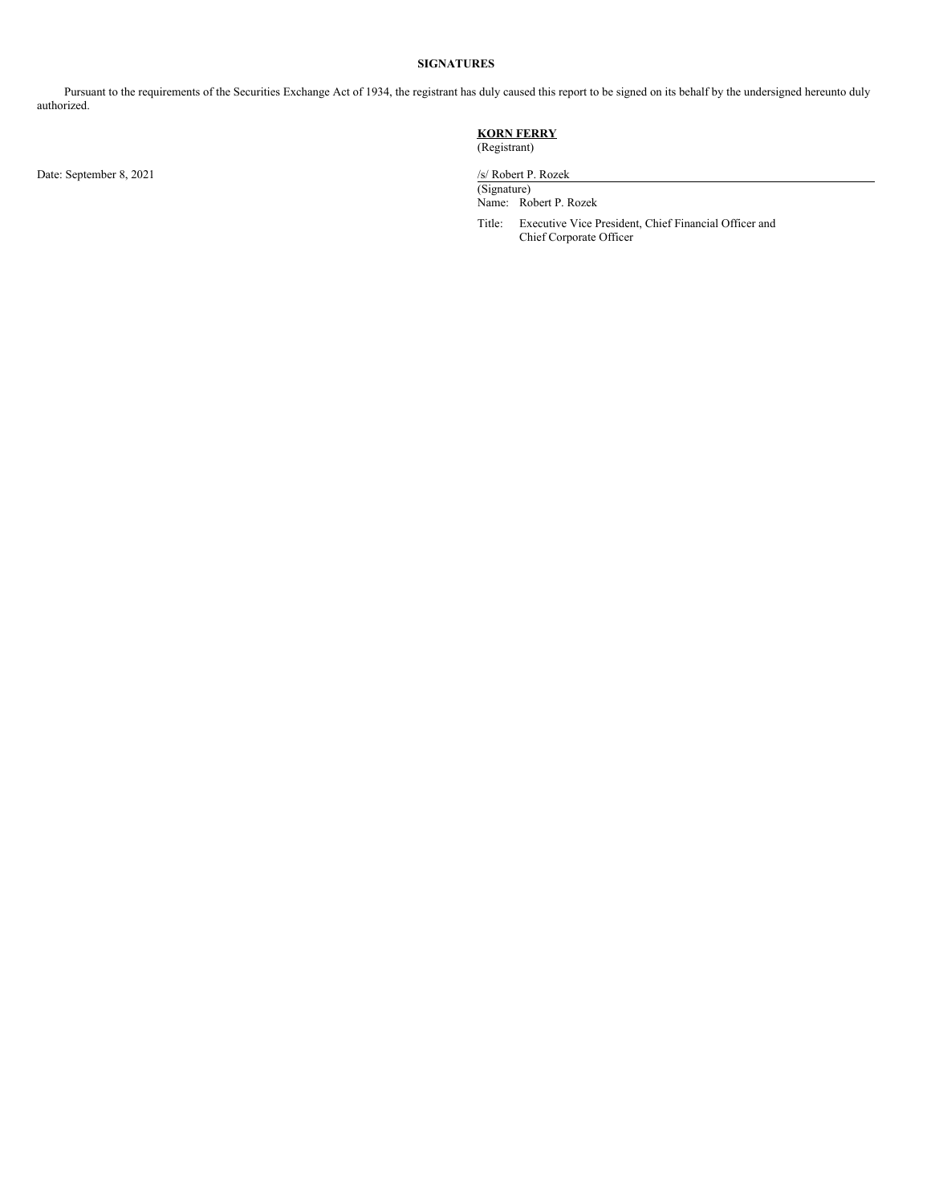**SIGNATURES**

Pursuant to the requirements of the Securities Exchange Act of 1934, the registrant has duly caused this report to be signed on its behalf by the undersigned hereunto duly authorized.

**KORN FERRY**
(Registrant)

Date: September 8, 2021

/s/ Robert P. Rozek
(Signature)
Name: Robert P. Rozek

Title: Executive Vice President, Chief Financial Officer and Chief Corporate Officer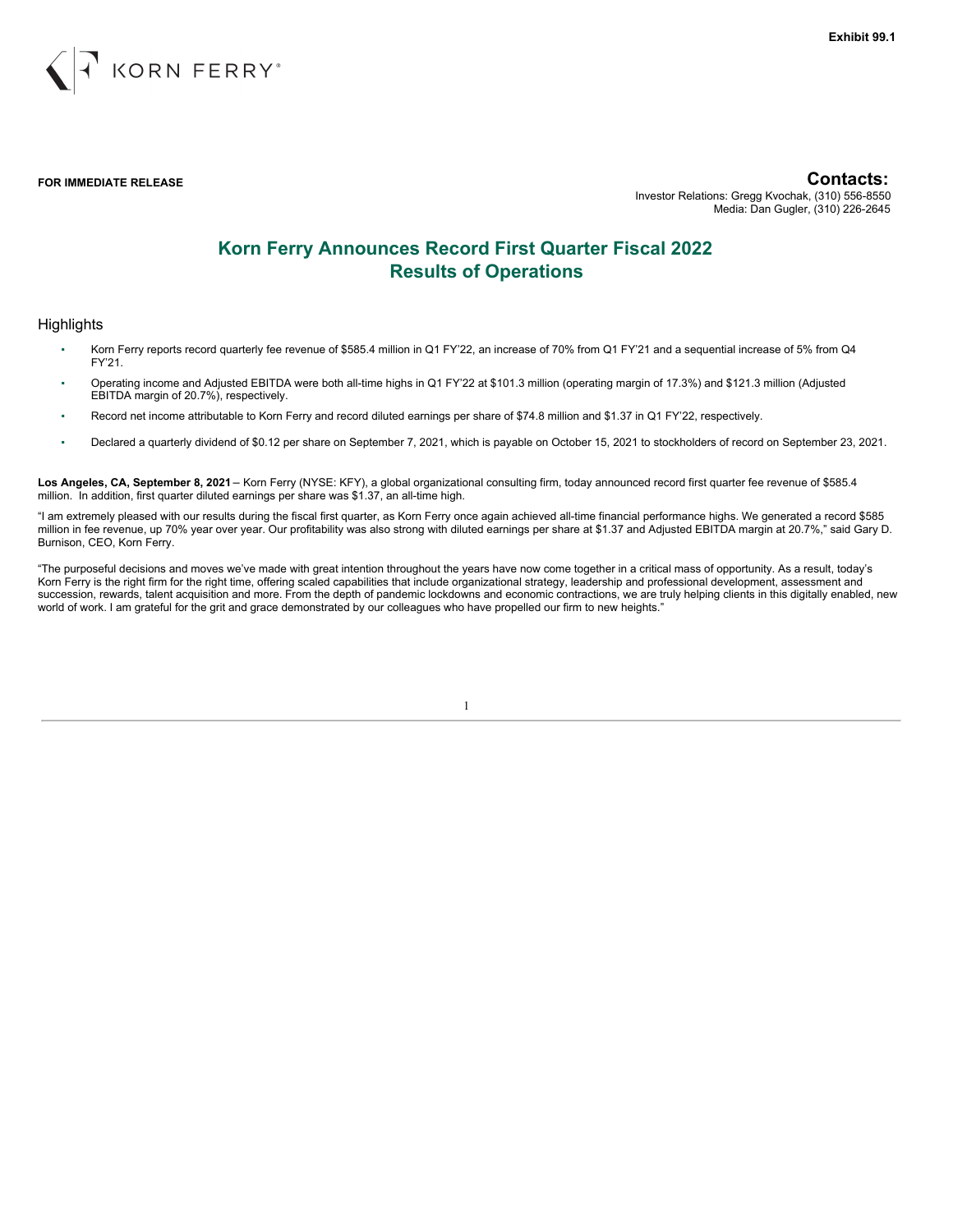**Exhibit 99.1**

KORN FERRY®

**FOR IMMEDIATE RELEASE**

**Contacts:**
Investor Relations: Gregg Kvochak, (310) 556-8550
Media: Dan Gugler, (310) 226-2645

# Korn Ferry Announces Record First Quarter Fiscal 2022 Results of Operations

## Highlights

- Korn Ferry reports record quarterly fee revenue of $585.4 million in Q1 FY'22, an increase of 70% from Q1 FY'21 and a sequential increase of 5% from Q4 FY'21.
- Operating income and Adjusted EBITDA were both all-time highs in Q1 FY'22 at $101.3 million (operating margin of 17.3%) and $121.3 million (Adjusted EBITDA margin of 20.7%), respectively.
- Record net income attributable to Korn Ferry and record diluted earnings per share of $74.8 million and $1.37 in Q1 FY'22, respectively.
- Declared a quarterly dividend of $0.12 per share on September 7, 2021, which is payable on October 15, 2021 to stockholders of record on September 23, 2021.

**Los Angeles, CA, September 8, 2021** – Korn Ferry (NYSE: KFY), a global organizational consulting firm, today announced record first quarter fee revenue of $585.4 million. In addition, first quarter diluted earnings per share was $1.37, an all-time high.

"I am extremely pleased with our results during the fiscal first quarter, as Korn Ferry once again achieved all-time financial performance highs. We generated a record $585 million in fee revenue, up 70% year over year. Our profitability was also strong with diluted earnings per share at $1.37 and Adjusted EBITDA margin at 20.7%," said Gary D. Burnison, CEO, Korn Ferry.

"The purposeful decisions and moves we've made with great intention throughout the years have now come together in a critical mass of opportunity. As a result, today's Korn Ferry is the right firm for the right time, offering scaled capabilities that include organizational strategy, leadership and professional development, assessment and succession, rewards, talent acquisition and more. From the depth of pandemic lockdowns and economic contractions, we are truly helping clients in this digitally enabled, new world of work. I am grateful for the grit and grace demonstrated by our colleagues who have propelled our firm to new heights."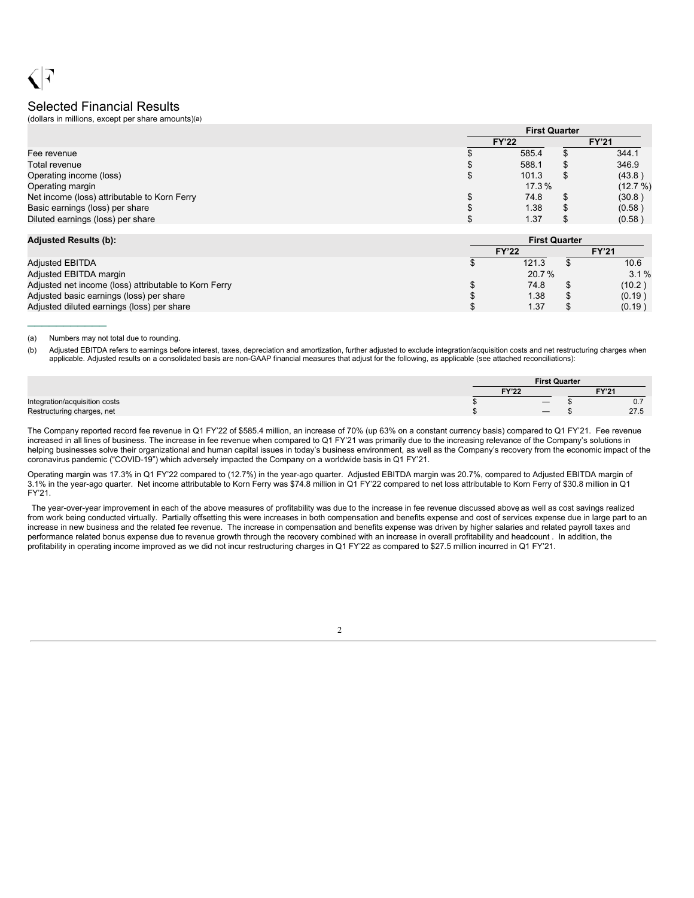## Selected Financial Results

(dollars in millions, except per share amounts)(a)

| | First Quarter | |
|---|---|---|
| | FY'22 | FY'21 |
| Fee revenue | $ 585.4 | $ 344.1 |
| Total revenue | $ 588.1 | $ 346.9 |
| Operating income (loss) | $ 101.3 | $ (43.8 ) |
| Operating margin | 17.3 % | (12.7 %) |
| Net income (loss) attributable to Korn Ferry | $ 74.8 | $ (30.8 ) |
| Basic earnings (loss) per share | $ 1.38 | $ (0.58 ) |
| Diluted earnings (loss) per share | $ 1.37 | $ (0.58 ) |

| Adjusted Results (b): | First Quarter | |
|---|---|---|
| | FY'22 | FY'21 |
| Adjusted EBITDA | $ 121.3 | $ 10.6 |
| Adjusted EBITDA margin | 20.7 % | 3.1 % |
| Adjusted net income (loss) attributable to Korn Ferry | $ 74.8 | $ (10.2 ) |
| Adjusted basic earnings (loss) per share | $ 1.38 | $ (0.19 ) |
| Adjusted diluted earnings (loss) per share | $ 1.37 | $ (0.19 ) |

(a) Numbers may not total due to rounding.

(b) Adjusted EBITDA refers to earnings before interest, taxes, depreciation and amortization, further adjusted to exclude integration/acquisition costs and net restructuring charges when applicable. Adjusted results on a consolidated basis are non-GAAP financial measures that adjust for the following, as applicable (see attached reconciliations):

| | First Quarter | |
|---|---|---|
| | FY'22 | FY'21 |
| Integration/acquisition costs | $ — | $ 0.7 |
| Restructuring charges, net | $ — | $ 27.5 |

The Company reported record fee revenue in Q1 FY'22 of $585.4 million, an increase of 70% (up 63% on a constant currency basis) compared to Q1 FY'21. Fee revenue increased in all lines of business. The increase in fee revenue when compared to Q1 FY'21 was primarily due to the increasing relevance of the Company's solutions in helping businesses solve their organizational and human capital issues in today's business environment, as well as the Company's recovery from the economic impact of the coronavirus pandemic ("COVID-19") which adversely impacted the Company on a worldwide basis in Q1 FY'21.

Operating margin was 17.3% in Q1 FY'22 compared to (12.7%) in the year-ago quarter. Adjusted EBITDA margin was 20.7%, compared to Adjusted EBITDA margin of 3.1% in the year-ago quarter. Net income attributable to Korn Ferry was $74.8 million in Q1 FY'22 compared to net loss attributable to Korn Ferry of $30.8 million in Q1 FY'21.

The year-over-year improvement in each of the above measures of profitability was due to the increase in fee revenue discussed above, as well as cost savings realized from work being conducted virtually. Partially offsetting this were increases in both compensation and benefits expense and cost of services expense due in large part to an increase in new business and the related fee revenue. The increase in compensation and benefits expense was driven by higher salaries and related payroll taxes and performance related bonus expense due to revenue growth through the recovery combined with an increase in overall profitability and headcount . In addition, the profitability in operating income improved as we did not incur restructuring charges in Q1 FY'22 as compared to $27.5 million incurred in Q1 FY'21.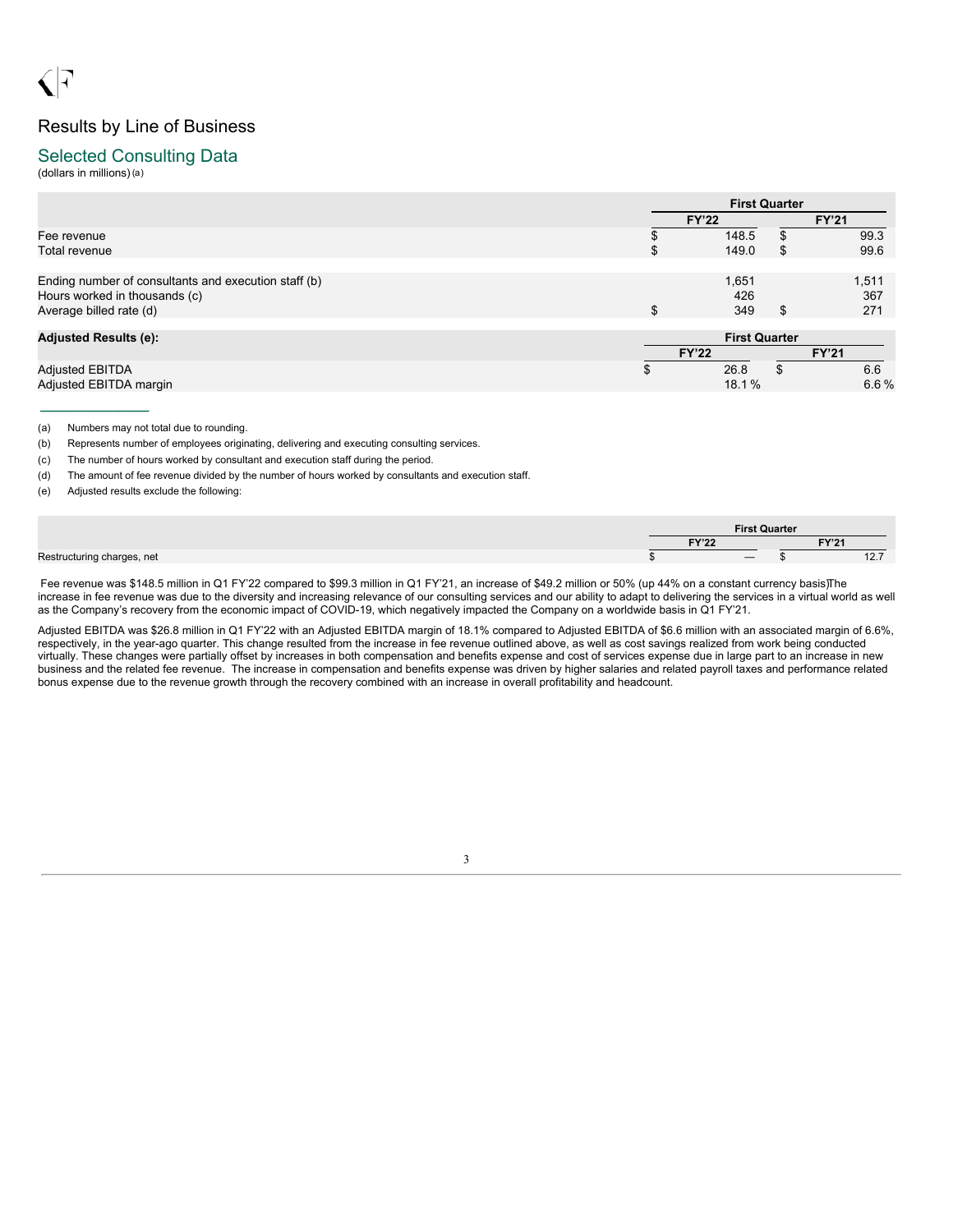# Results by Line of Business

## Selected Consulting Data

(dollars in millions) (a)

| | First Quarter | |
|---|---|---|
| | FY'22 | FY'21 |
| Fee revenue | $ 148.5 | $ 99.3 |
| Total revenue | $ 149.0 | $ 99.6 |
| | | |
| Ending number of consultants and execution staff (b) | 1,651 | 1,511 |
| Hours worked in thousands (c) | 426 | 367 |
| Average billed rate (d) | $ 349 | $ 271 |

| **Adjusted Results (e):** | First Quarter | |
|---|---|---|
| | FY'22 | FY'21 |
| Adjusted EBITDA | $ 26.8 | $ 6.6 |
| Adjusted EBITDA margin | 18.1 % | 6.6 % |

(a) Numbers may not total due to rounding.

(b) Represents number of employees originating, delivering and executing consulting services.

(c) The number of hours worked by consultant and execution staff during the period.

(d) The amount of fee revenue divided by the number of hours worked by consultants and execution staff.

(e) Adjusted results exclude the following:

| | First Quarter | |
|---|---|---|
| | FY'22 | FY'21 |
| Restructuring charges, net | $ — | $ 12.7 |

Fee revenue was $148.5 million in Q1 FY'22 compared to $99.3 million in Q1 FY'21, an increase of $49.2 million or 50% (up 44% on a constant currency basis). The increase in fee revenue was due to the diversity and increasing relevance of our consulting services and our ability to adapt to delivering the services in a virtual world as well as the Company's recovery from the economic impact of COVID-19, which negatively impacted the Company on a worldwide basis in Q1 FY'21.

Adjusted EBITDA was $26.8 million in Q1 FY'22 with an Adjusted EBITDA margin of 18.1% compared to Adjusted EBITDA of $6.6 million with an associated margin of 6.6%, respectively, in the year-ago quarter. This change resulted from the increase in fee revenue outlined above, as well as cost savings realized from work being conducted virtually. These changes were partially offset by increases in both compensation and benefits expense and cost of services expense due in large part to an increase in new business and the related fee revenue. The increase in compensation and benefits expense was driven by higher salaries and related payroll taxes and performance related bonus expense due to the revenue growth through the recovery combined with an increase in overall profitability and headcount.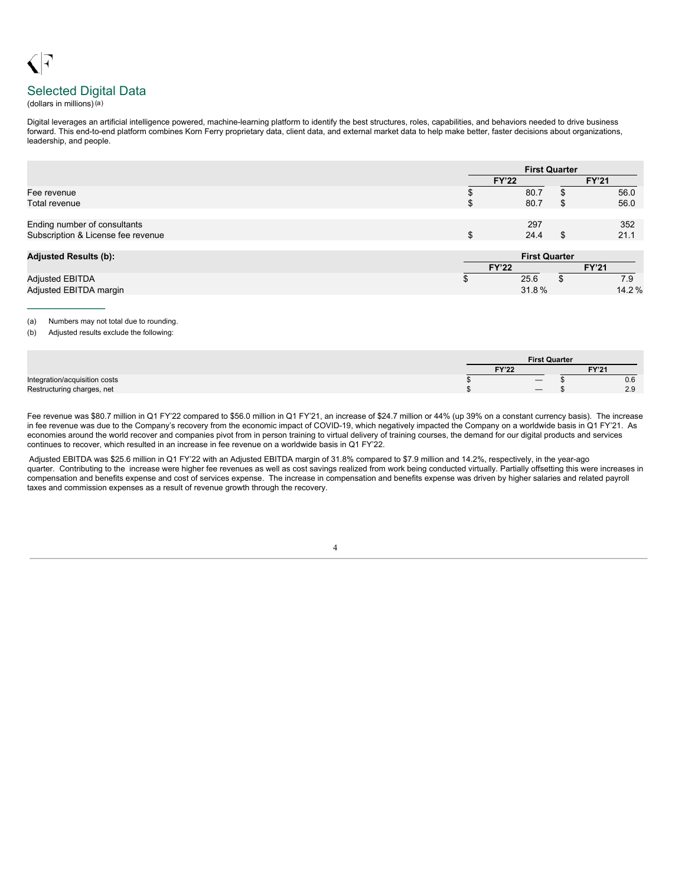## Selected Digital Data

(dollars in millions) (a)

Digital leverages an artificial intelligence powered, machine-learning platform to identify the best structures, roles, capabilities, and behaviors needed to drive business forward. This end-to-end platform combines Korn Ferry proprietary data, client data, and external market data to help make better, faster decisions about organizations, leadership, and people.

| | First Quarter | |
|---|---|---|
| | FY'22 | FY'21 |
| Fee revenue | $ 80.7 | $ 56.0 |
| Total revenue | $ 80.7 | $ 56.0 |
| | | |
| Ending number of consultants | 297 | 352 |
| Subscription & License fee revenue | $ 24.4 | $ 21.1 |

| Adjusted Results (b): | First Quarter | |
|---|---|---|
| | FY'22 | FY'21 |
| Adjusted EBITDA | $ 25.6 | $ 7.9 |
| Adjusted EBITDA margin | 31.8 % | 14.2 % |

(a) Numbers may not total due to rounding.

(b) Adjusted results exclude the following:

| | First Quarter | |
|---|---|---|
| | FY'22 | FY'21 |
| Integration/acquisition costs | $ — | $ 0.6 |
| Restructuring charges, net | $ — | $ 2.9 |

Fee revenue was $80.7 million in Q1 FY'22 compared to $56.0 million in Q1 FY'21, an increase of $24.7 million or 44% (up 39% on a constant currency basis). The increase in fee revenue was due to the Company's recovery from the economic impact of COVID-19, which negatively impacted the Company on a worldwide basis in Q1 FY'21. As economies around the world recover and companies pivot from in person training to virtual delivery of training courses, the demand for our digital products and services continues to recover, which resulted in an increase in fee revenue on a worldwide basis in Q1 FY'22.

Adjusted EBITDA was $25.6 million in Q1 FY'22 with an Adjusted EBITDA margin of 31.8% compared to $7.9 million and 14.2%, respectively, in the year-ago quarter. Contributing to the increase were higher fee revenues as well as cost savings realized from work being conducted virtually. Partially offsetting this were increases in compensation and benefits expense and cost of services expense. The increase in compensation and benefits expense was driven by higher salaries and related payroll taxes and commission expenses as a result of revenue growth through the recovery.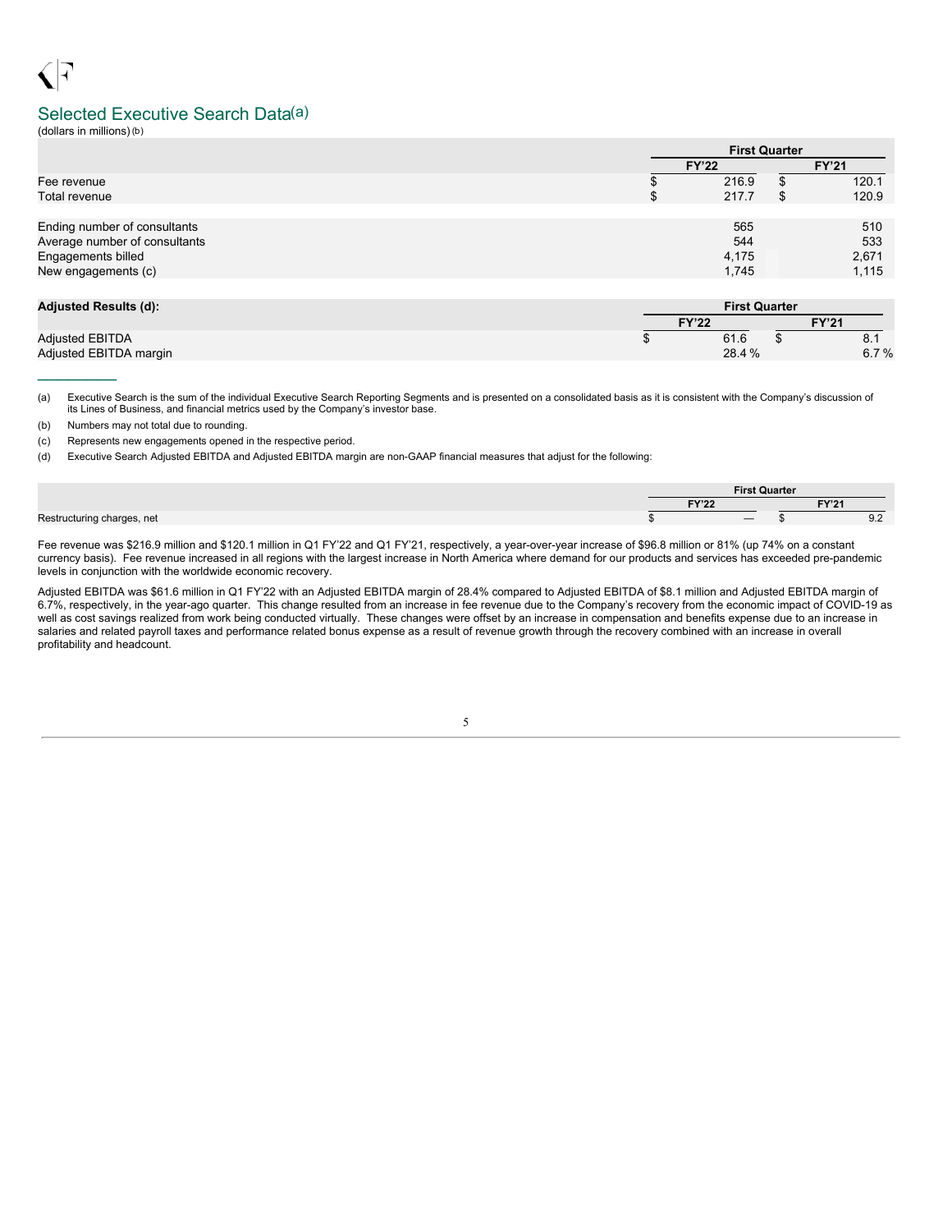## Selected Executive Search Data[a]

(dollars in millions)[b]

| | First Quarter | |
|---|---|---|
| | FY'22 | FY'21 |
| Fee revenue | $ 216.9 | $ 120.1 |
| Total revenue | $ 217.7 | $ 120.9 |
| | | |
| Ending number of consultants | 565 | 510 |
| Average number of consultants | 544 | 533 |
| Engagements billed | 4,175 | 2,671 |
| New engagements (c) | 1,745 | 1,115 |

| Adjusted Results (d): | First Quarter | |
|---|---|---|
| | FY'22 | FY'21 |
| Adjusted EBITDA | $ 61.6 | $ 8.1 |
| Adjusted EBITDA margin | 28.4 % | 6.7 % |

(a) Executive Search is the sum of the individual Executive Search Reporting Segments and is presented on a consolidated basis as it is consistent with the Company's discussion of its Lines of Business, and financial metrics used by the Company's investor base.

(b) Numbers may not total due to rounding.

(c) Represents new engagements opened in the respective period.

(d) Executive Search Adjusted EBITDA and Adjusted EBITDA margin are non-GAAP financial measures that adjust for the following:

| | First Quarter | |
|---|---|---|
| | FY'22 | FY'21 |
| Restructuring charges, net | $ — | $ 9.2 |

Fee revenue was $216.9 million and $120.1 million in Q1 FY'22 and Q1 FY'21, respectively, a year-over-year increase of $96.8 million or 81% (up 74% on a constant currency basis). Fee revenue increased in all regions with the largest increase in North America where demand for our products and services has exceeded pre-pandemic levels in conjunction with the worldwide economic recovery.

Adjusted EBITDA was $61.6 million in Q1 FY'22 with an Adjusted EBITDA margin of 28.4% compared to Adjusted EBITDA of $8.1 million and Adjusted EBITDA margin of 6.7%, respectively, in the year-ago quarter. This change resulted from an increase in fee revenue due to the Company's recovery from the economic impact of COVID-19 as well as cost savings realized from work being conducted virtually. These changes were offset by an increase in compensation and benefits expense due to an increase in salaries and related payroll taxes and performance related bonus expense as a result of revenue growth through the recovery combined with an increase in overall profitability and headcount.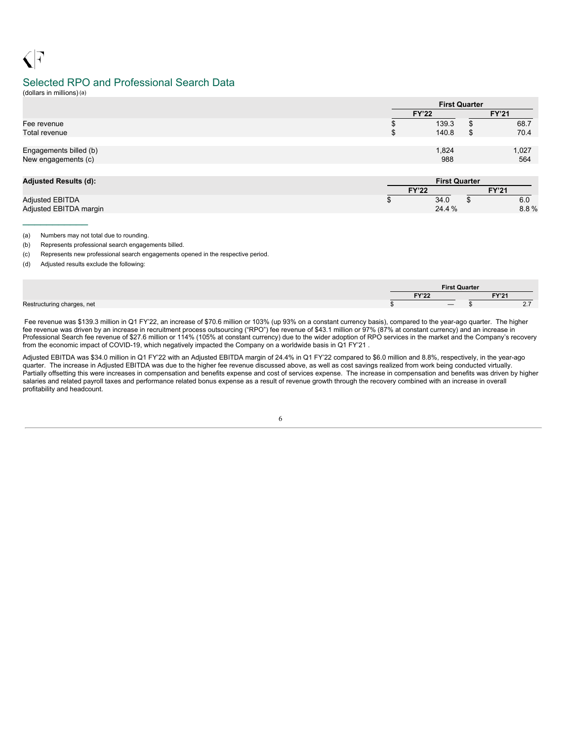## Selected RPO and Professional Search Data

(dollars in millions) (a)

| | First Quarter | |
|---|---|---|
| | FY'22 | FY'21 |
| Fee revenue | $ 139.3 | $ 68.7 |
| Total revenue | $ 140.8 | $ 70.4 |
| | | |
| Engagements billed (b) | 1,824 | 1,027 |
| New engagements (c) | 988 | 564 |

| Adjusted Results (d): | First Quarter | |
|---|---|---|
| | FY'22 | FY'21 |
| Adjusted EBITDA | $ 34.0 | $ 6.0 |
| Adjusted EBITDA margin | 24.4 % | 8.8 % |

(a) Numbers may not total due to rounding.

(b) Represents professional search engagements billed.

(c) Represents new professional search engagements opened in the respective period.

(d) Adjusted results exclude the following:

| | First Quarter | |
|---|---|---|
| | FY'22 | FY'21 |
| Restructuring charges, net | $ — | $ 2.7 |

Fee revenue was $139.3 million in Q1 FY'22, an increase of $70.6 million or 103% (up 93% on a constant currency basis), compared to the year-ago quarter. The higher fee revenue was driven by an increase in recruitment process outsourcing ("RPO") fee revenue of $43.1 million or 97% (87% at constant currency) and an increase in Professional Search fee revenue of $27.6 million or 114% (105% at constant currency) due to the wider adoption of RPO services in the market and the Company's recovery from the economic impact of COVID-19, which negatively impacted the Company on a worldwide basis in Q1 FY'21 .

Adjusted EBITDA was $34.0 million in Q1 FY'22 with an Adjusted EBITDA margin of 24.4% in Q1 FY'22 compared to $6.0 million and 8.8%, respectively, in the year-ago quarter. The increase in Adjusted EBITDA was due to the higher fee revenue discussed above, as well as cost savings realized from work being conducted virtually. Partially offsetting this were increases in compensation and benefits expense and cost of services expense. The increase in compensation and benefits was driven by higher salaries and related payroll taxes and performance related bonus expense as a result of revenue growth through the recovery combined with an increase in overall profitability and headcount.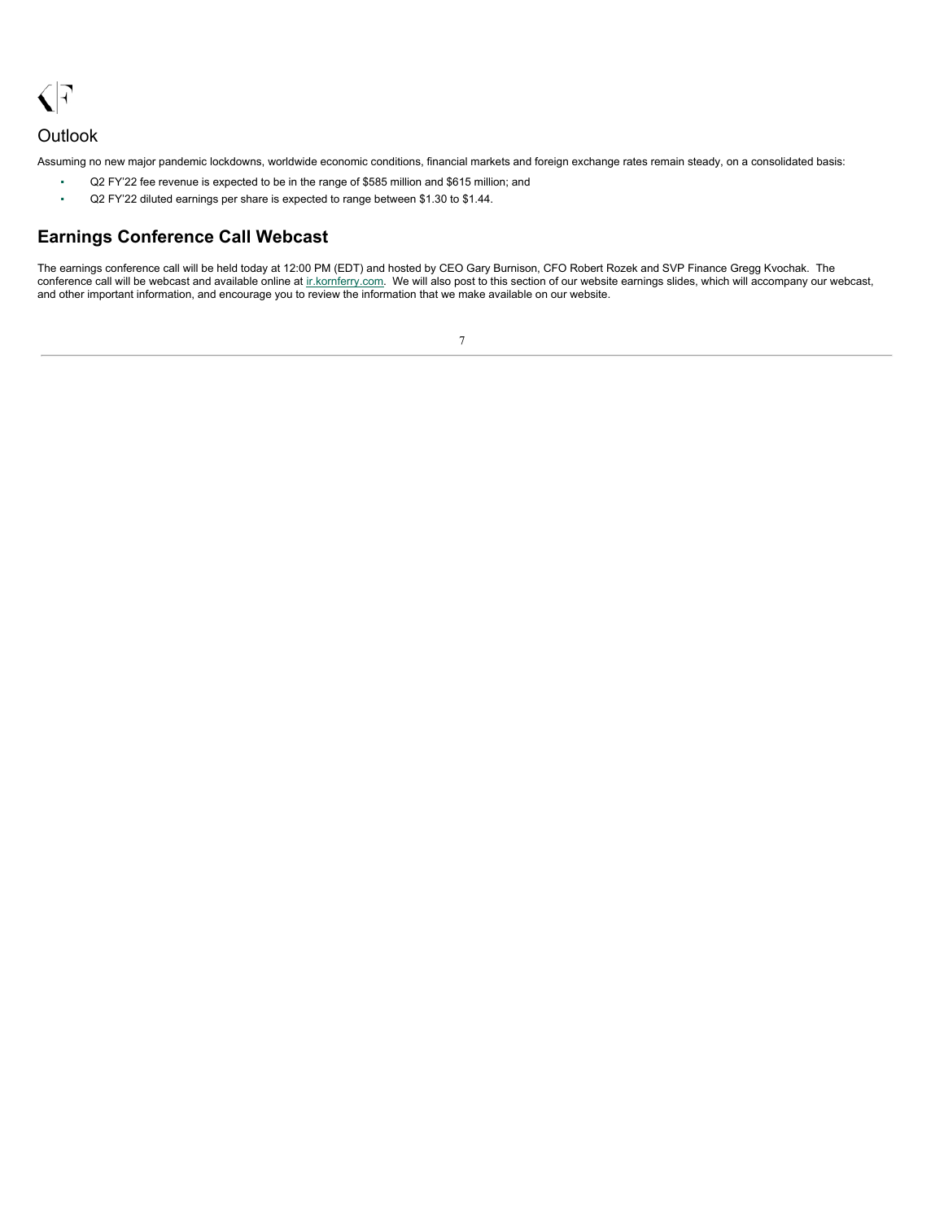## Outlook

Assuming no new major pandemic lockdowns, worldwide economic conditions, financial markets and foreign exchange rates remain steady, on a consolidated basis:

- Q2 FY'22 fee revenue is expected to be in the range of $585 million and $615 million; and
- Q2 FY'22 diluted earnings per share is expected to range between $1.30 to $1.44.

## Earnings Conference Call Webcast

The earnings conference call will be held today at 12:00 PM (EDT) and hosted by CEO Gary Burnison, CFO Robert Rozek and SVP Finance Gregg Kvochak. The conference call will be webcast and available online at ir.kornferry.com. We will also post to this section of our website earnings slides, which will accompany our webcast, and other important information, and encourage you to review the information that we make available on our website.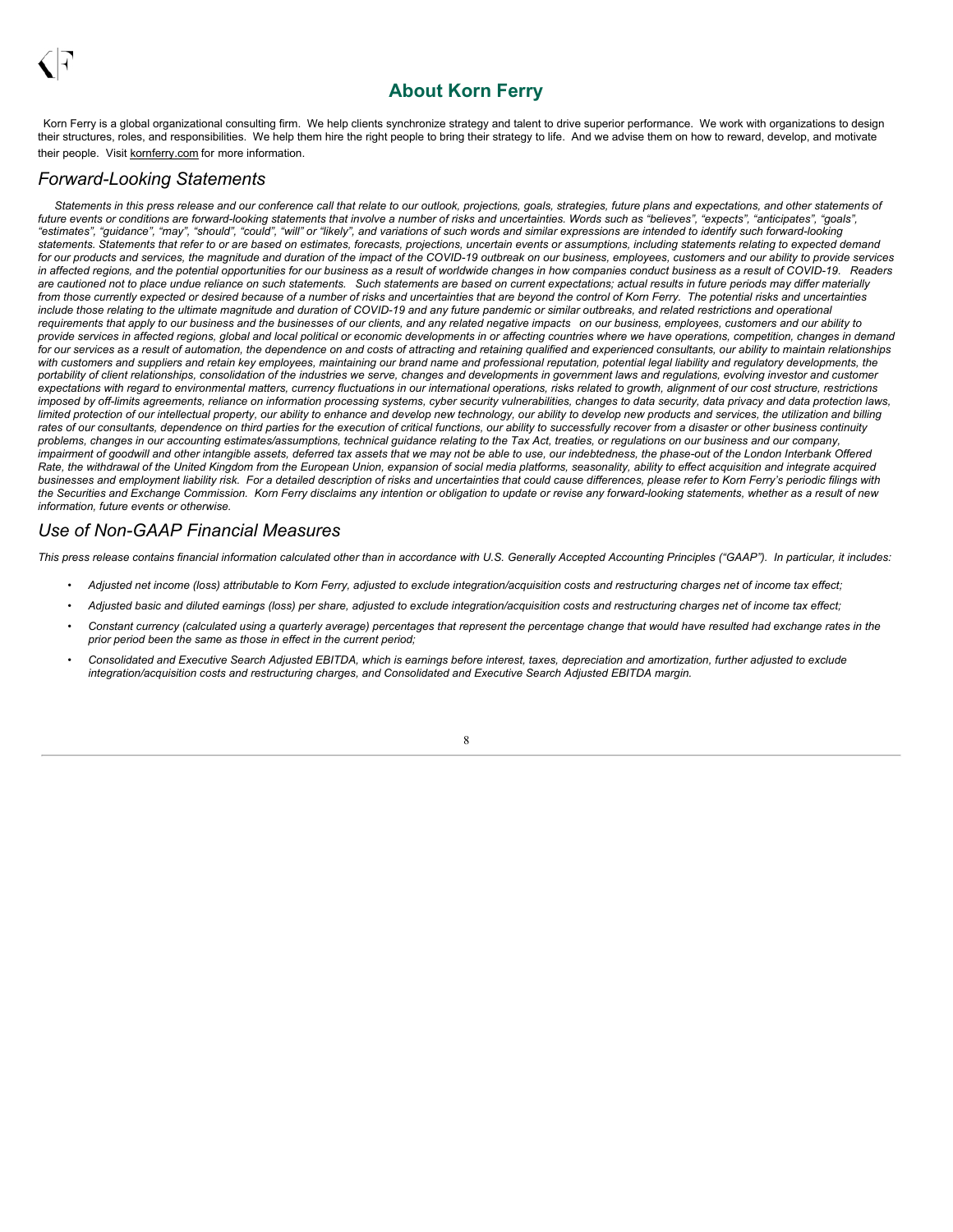## About Korn Ferry

Korn Ferry is a global organizational consulting firm. We help clients synchronize strategy and talent to drive superior performance. We work with organizations to design their structures, roles, and responsibilities. We help them hire the right people to bring their strategy to life. And we advise them on how to reward, develop, and motivate their people. Visit kornferry.com for more information.

## *Forward-Looking Statements*

*Statements in this press release and our conference call that relate to our outlook, projections, goals, strategies, future plans and expectations, and other statements of future events or conditions are forward-looking statements that involve a number of risks and uncertainties. Words such as "believes", "expects", "anticipates", "goals", "estimates", "guidance", "may", "should", "could", "will" or "likely", and variations of such words and similar expressions are intended to identify such forward-looking statements. Statements that refer to or are based on estimates, forecasts, projections, uncertain events or assumptions, including statements relating to expected demand for our products and services, the magnitude and duration of the impact of the COVID-19 outbreak on our business, employees, customers and our ability to provide services in affected regions, and the potential opportunities for our business as a result of worldwide changes in how companies conduct business as a result of COVID-19. Readers are cautioned not to place undue reliance on such statements. Such statements are based on current expectations; actual results in future periods may differ materially from those currently expected or desired because of a number of risks and uncertainties that are beyond the control of Korn Ferry. The potential risks and uncertainties include those relating to the ultimate magnitude and duration of COVID-19 and any future pandemic or similar outbreaks, and related restrictions and operational requirements that apply to our business and the businesses of our clients, and any related negative impacts on our business, employees, customers and our ability to provide services in affected regions, global and local political or economic developments in or affecting countries where we have operations, competition, changes in demand for our services as a result of automation, the dependence on and costs of attracting and retaining qualified and experienced consultants, our ability to maintain relationships with customers and suppliers and retain key employees, maintaining our brand name and professional reputation, potential legal liability and regulatory developments, the portability of client relationships, consolidation of the industries we serve, changes and developments in government laws and regulations, evolving investor and customer expectations with regard to environmental matters, currency fluctuations in our international operations, risks related to growth, alignment of our cost structure, restrictions imposed by off-limits agreements, reliance on information processing systems, cyber security vulnerabilities, changes to data security, data privacy and data protection laws, limited protection of our intellectual property, our ability to enhance and develop new technology, our ability to develop new products and services, the utilization and billing rates of our consultants, dependence on third parties for the execution of critical functions, our ability to successfully recover from a disaster or other business continuity problems, changes in our accounting estimates/assumptions, technical guidance relating to the Tax Act, treaties, or regulations on our business and our company, impairment of goodwill and other intangible assets, deferred tax assets that we may not be able to use, our indebtedness, the phase-out of the London Interbank Offered Rate, the withdrawal of the United Kingdom from the European Union, expansion of social media platforms, seasonality, ability to effect acquisition and integrate acquired businesses and employment liability risk. For a detailed description of risks and uncertainties that could cause differences, please refer to Korn Ferry's periodic filings with the Securities and Exchange Commission. Korn Ferry disclaims any intention or obligation to update or revise any forward-looking statements, whether as a result of new information, future events or otherwise.*

## *Use of Non-GAAP Financial Measures*

*This press release contains financial information calculated other than in accordance with U.S. Generally Accepted Accounting Principles ("GAAP"). In particular, it includes:*

- *Adjusted net income (loss) attributable to Korn Ferry, adjusted to exclude integration/acquisition costs and restructuring charges net of income tax effect;*
- *Adjusted basic and diluted earnings (loss) per share, adjusted to exclude integration/acquisition costs and restructuring charges net of income tax effect;*
- *Constant currency (calculated using a quarterly average) percentages that represent the percentage change that would have resulted had exchange rates in the prior period been the same as those in effect in the current period;*
- *Consolidated and Executive Search Adjusted EBITDA, which is earnings before interest, taxes, depreciation and amortization, further adjusted to exclude integration/acquisition costs and restructuring charges, and Consolidated and Executive Search Adjusted EBITDA margin.*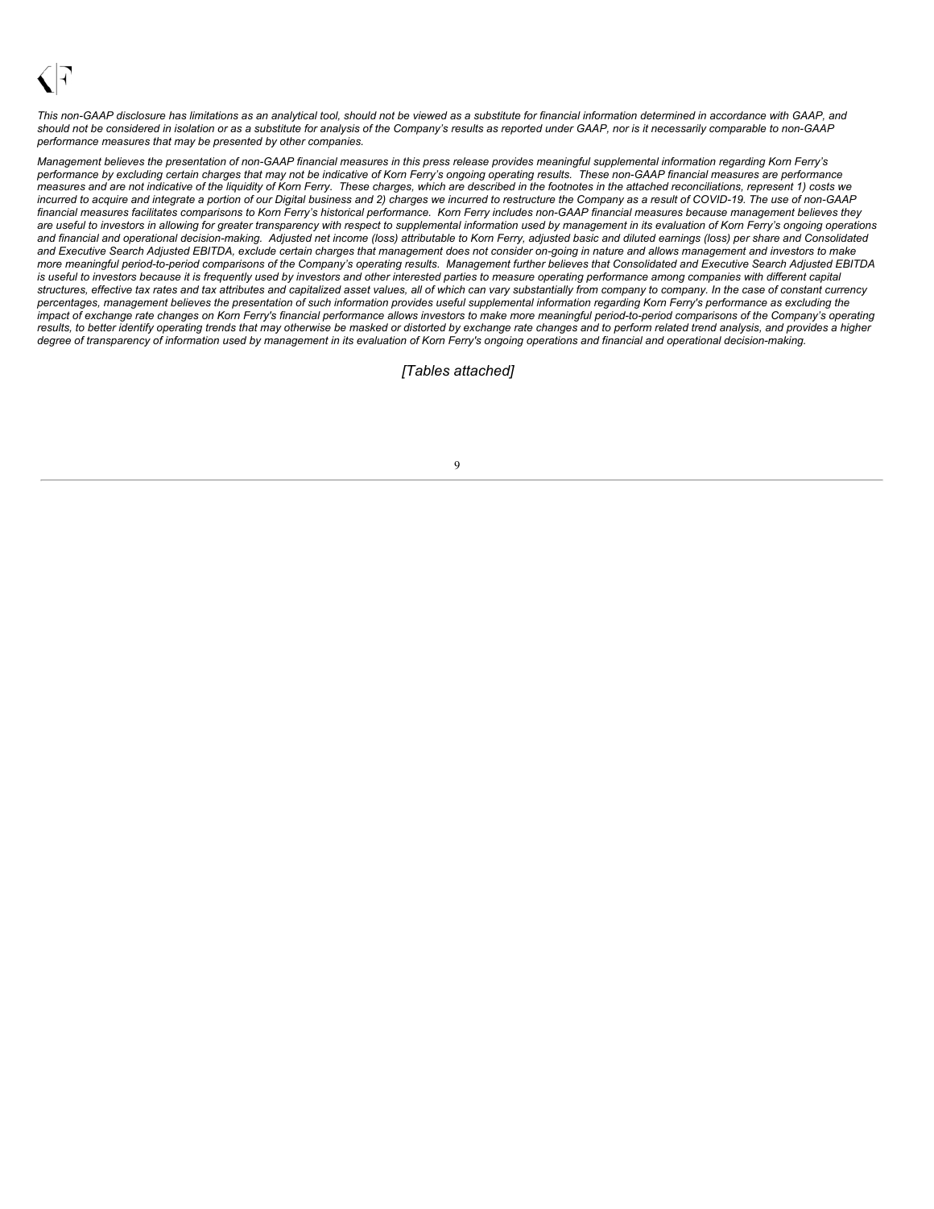*This non-GAAP disclosure has limitations as an analytical tool, should not be viewed as a substitute for financial information determined in accordance with GAAP, and should not be considered in isolation or as a substitute for analysis of the Company's results as reported under GAAP, nor is it necessarily comparable to non-GAAP performance measures that may be presented by other companies.*

*Management believes the presentation of non-GAAP financial measures in this press release provides meaningful supplemental information regarding Korn Ferry's performance by excluding certain charges that may not be indicative of Korn Ferry's ongoing operating results. These non-GAAP financial measures are performance measures and are not indicative of the liquidity of Korn Ferry. These charges, which are described in the footnotes in the attached reconciliations, represent 1) costs we incurred to acquire and integrate a portion of our Digital business and 2) charges we incurred to restructure the Company as a result of COVID-19. The use of non-GAAP financial measures facilitates comparisons to Korn Ferry's historical performance. Korn Ferry includes non-GAAP financial measures because management believes they are useful to investors in allowing for greater transparency with respect to supplemental information used by management in its evaluation of Korn Ferry's ongoing operations and financial and operational decision-making. Adjusted net income (loss) attributable to Korn Ferry, adjusted basic and diluted earnings (loss) per share and Consolidated and Executive Search Adjusted EBITDA, exclude certain charges that management does not consider on-going in nature and allows management and investors to make more meaningful period-to-period comparisons of the Company's operating results. Management further believes that Consolidated and Executive Search Adjusted EBITDA is useful to investors because it is frequently used by investors and other interested parties to measure operating performance among companies with different capital structures, effective tax rates and tax attributes and capitalized asset values, all of which can vary substantially from company to company. In the case of constant currency percentages, management believes the presentation of such information provides useful supplemental information regarding Korn Ferry's performance as excluding the impact of exchange rate changes on Korn Ferry's financial performance allows investors to make more meaningful period-to-period comparisons of the Company's operating results, to better identify operating trends that may otherwise be masked or distorted by exchange rate changes and to perform related trend analysis, and provides a higher degree of transparency of information used by management in its evaluation of Korn Ferry's ongoing operations and financial and operational decision-making.*

*[Tables attached]*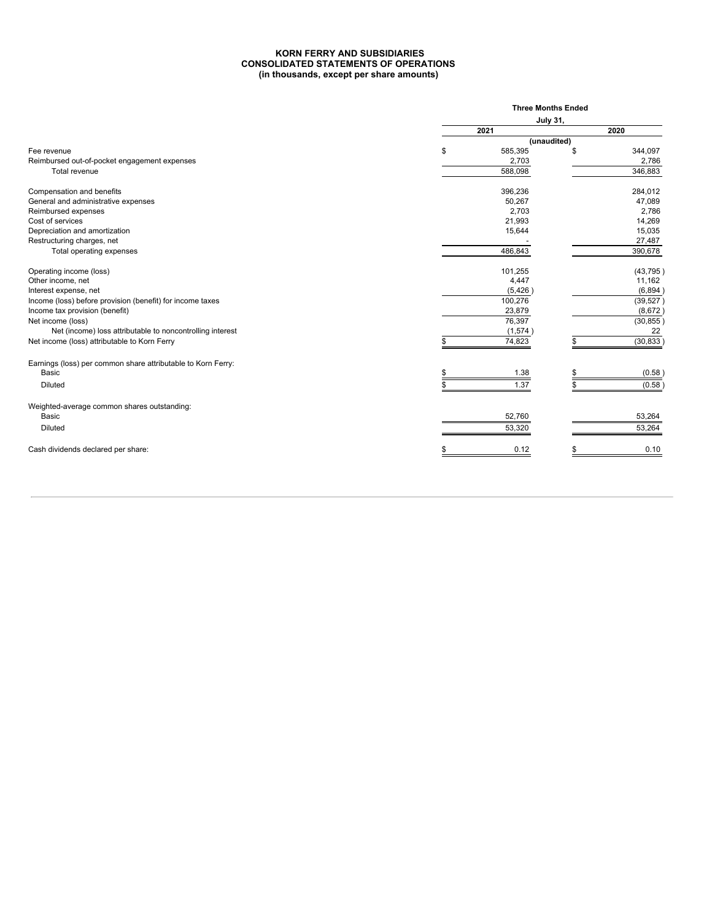**KORN FERRY AND SUBSIDIARIES**
**CONSOLIDATED STATEMENTS OF OPERATIONS**
**(in thousands, except per share amounts)**

| | Three Months Ended July 31, | |
|---|---|---|
| | 2021 | 2020 |
| | (unaudited) | |
| Fee revenue | $ 585,395 | $ 344,097 |
| Reimbursed out-of-pocket engagement expenses | 2,703 | 2,786 |
| Total revenue | 588,098 | 346,883 |
| | | |
| Compensation and benefits | 396,236 | 284,012 |
| General and administrative expenses | 50,267 | 47,089 |
| Reimbursed expenses | 2,703 | 2,786 |
| Cost of services | 21,993 | 14,269 |
| Depreciation and amortization | 15,644 | 15,035 |
| Restructuring charges, net | - | 27,487 |
| Total operating expenses | 486,843 | 390,678 |
| | | |
| Operating income (loss) | 101,255 | (43,795 ) |
| Other income, net | 4,447 | 11,162 |
| Interest expense, net | (5,426 ) | (6,894 ) |
| Income (loss) before provision (benefit) for income taxes | 100,276 | (39,527 ) |
| Income tax provision (benefit) | 23,879 | (8,672 ) |
| Net income (loss) | 76,397 | (30,855 ) |
| Net (income) loss attributable to noncontrolling interest | (1,574 ) | 22 |
| Net income (loss) attributable to Korn Ferry | $ 74,823 | $ (30,833 ) |
| | | |
| Earnings (loss) per common share attributable to Korn Ferry: | | |
| Basic | $ 1.38 | $ (0.58 ) |
| Diluted | $ 1.37 | $ (0.58 ) |
| | | |
| Weighted-average common shares outstanding: | | |
| Basic | 52,760 | 53,264 |
| Diluted | 53,320 | 53,264 |
| | | |
| Cash dividends declared per share: | $ 0.12 | $ 0.10 |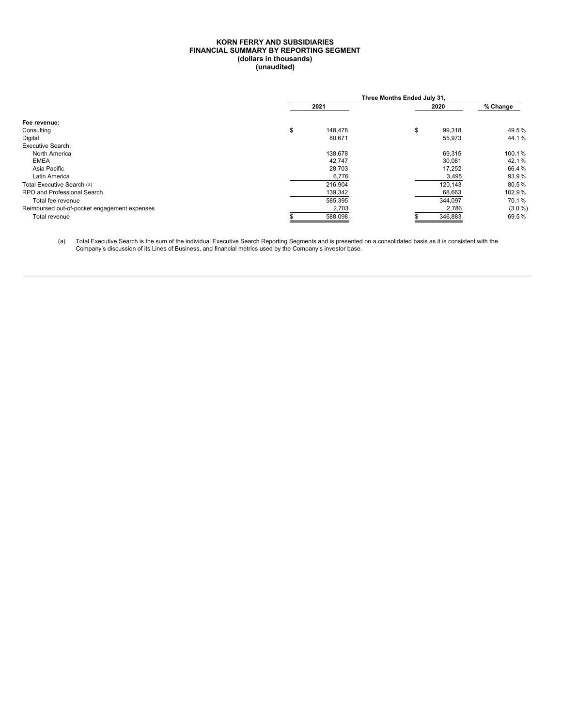**KORN FERRY AND SUBSIDIARIES**
**FINANCIAL SUMMARY BY REPORTING SEGMENT**
**(dollars in thousands)**
**(unaudited)**

| | Three Months Ended July 31, | | |
|---|---|---|---|
| | 2021 | 2020 | % Change |
| **Fee revenue:** | | | |
| Consulting | $ 148,478 | $ 99,318 | 49.5% |
| Digital | 80,671 | 55,973 | 44.1% |
| Executive Search: | | | |
| North America | 138,678 | 69,315 | 100.1% |
| EMEA | 42,747 | 30,081 | 42.1% |
| Asia Pacific | 28,703 | 17,252 | 66.4% |
| Latin America | 6,776 | 3,495 | 93.9% |
| Total Executive Search (a) | 216,904 | 120,143 | 80.5% |
| RPO and Professional Search | 139,342 | 68,663 | 102.9% |
| Total fee revenue | 585,395 | 344,097 | 70.1% |
| Reimbursed out-of-pocket engagement expenses | 2,703 | 2,786 | (3.0%) |
| Total revenue | $ 588,098 | $ 346,883 | 69.5% |

(a) Total Executive Search is the sum of the individual Executive Search Reporting Segments and is presented on a consolidated basis as it is consistent with the Company's discussion of its Lines of Business, and financial metrics used by the Company's investor base.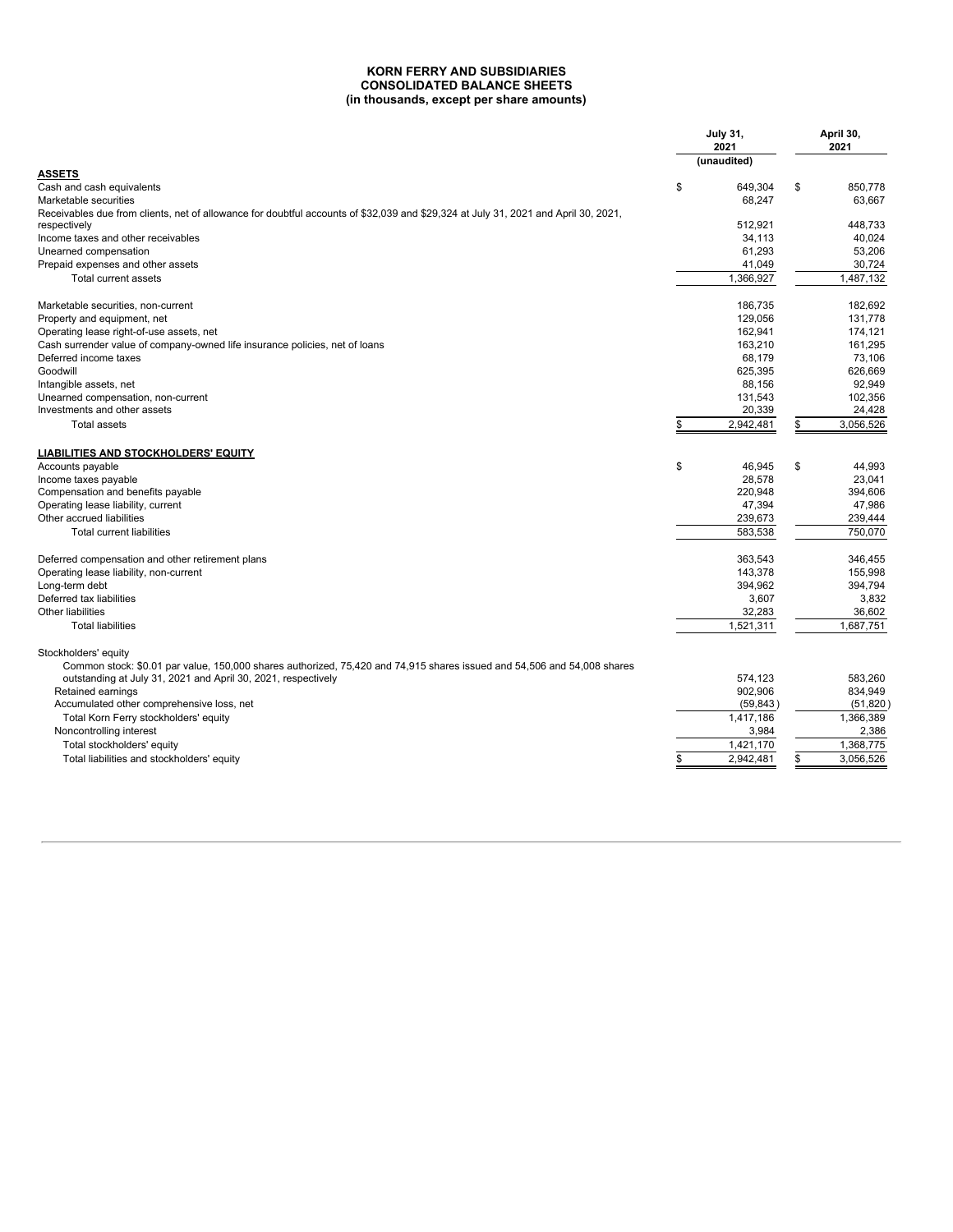**KORN FERRY AND SUBSIDIARIES**
**CONSOLIDATED BALANCE SHEETS**
**(in thousands, except per share amounts)**

| | July 31, 2021 (unaudited) | April 30, 2021 |
|---|---|---|
| **ASSETS** | | |
| Cash and cash equivalents | $ 649,304 | $ 850,778 |
| Marketable securities | 68,247 | 63,667 |
| Receivables due from clients, net of allowance for doubtful accounts of $32,039 and $29,324 at July 31, 2021 and April 30, 2021, respectively | 512,921 | 448,733 |
| Income taxes and other receivables | 34,113 | 40,024 |
| Unearned compensation | 61,293 | 53,206 |
| Prepaid expenses and other assets | 41,049 | 30,724 |
| Total current assets | 1,366,927 | 1,487,132 |
| | | |
| Marketable securities, non-current | 186,735 | 182,692 |
| Property and equipment, net | 129,056 | 131,778 |
| Operating lease right-of-use assets, net | 162,941 | 174,121 |
| Cash surrender value of company-owned life insurance policies, net of loans | 163,210 | 161,295 |
| Deferred income taxes | 68,179 | 73,106 |
| Goodwill | 625,395 | 626,669 |
| Intangible assets, net | 88,156 | 92,949 |
| Unearned compensation, non-current | 131,543 | 102,356 |
| Investments and other assets | 20,339 | 24,428 |
| Total assets | $ 2,942,481 | $ 3,056,526 |
| | | |
| **LIABILITIES AND STOCKHOLDERS' EQUITY** | | |
| Accounts payable | $ 46,945 | $ 44,993 |
| Income taxes payable | 28,578 | 23,041 |
| Compensation and benefits payable | 220,948 | 394,606 |
| Operating lease liability, current | 47,394 | 47,986 |
| Other accrued liabilities | 239,673 | 239,444 |
| Total current liabilities | 583,538 | 750,070 |
| | | |
| Deferred compensation and other retirement plans | 363,543 | 346,455 |
| Operating lease liability, non-current | 143,378 | 155,998 |
| Long-term debt | 394,962 | 394,794 |
| Deferred tax liabilities | 3,607 | 3,832 |
| Other liabilities | 32,283 | 36,602 |
| Total liabilities | 1,521,311 | 1,687,751 |
| | | |
| Stockholders' equity | | |
| Common stock: $0.01 par value, 150,000 shares authorized, 75,420 and 74,915 shares issued and 54,506 and 54,008 shares outstanding at July 31, 2021 and April 30, 2021, respectively | 574,123 | 583,260 |
| Retained earnings | 902,906 | 834,949 |
| Accumulated other comprehensive loss, net | (59,843) | (51,820) |
| Total Korn Ferry stockholders' equity | 1,417,186 | 1,366,389 |
| Noncontrolling interest | 3,984 | 2,386 |
| Total stockholders' equity | 1,421,170 | 1,368,775 |
| Total liabilities and stockholders' equity | $ 2,942,481 | $ 3,056,526 |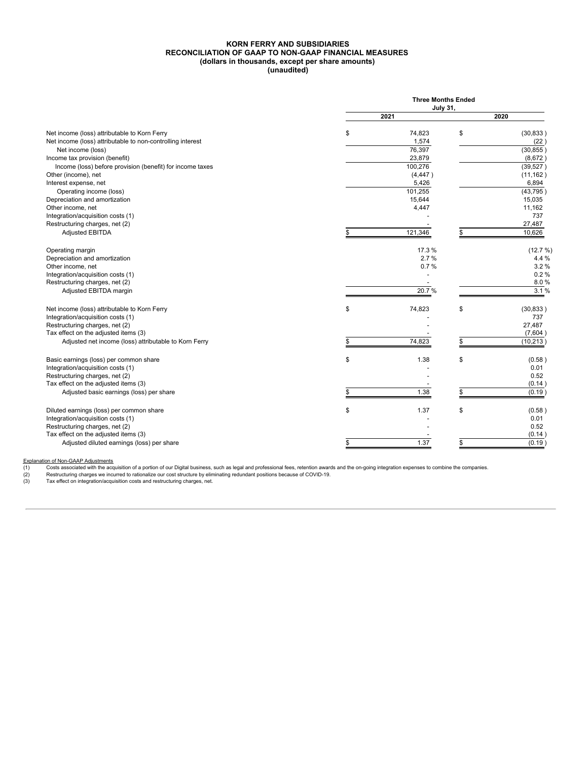**KORN FERRY AND SUBSIDIARIES**
**RECONCILIATION OF GAAP TO NON-GAAP FINANCIAL MEASURES**
**(dollars in thousands, except per share amounts)**
**(unaudited)**

| | Three Months Ended July 31, | |
|---|---|---|
| | 2021 | 2020 |
| Net income (loss) attributable to Korn Ferry | $ 74,823 | $ (30,833) |
| Net income (loss) attributable to non-controlling interest | 1,574 | (22) |
| Net income (loss) | 76,397 | (30,855) |
| Income tax provision (benefit) | 23,879 | (8,672) |
| Income (loss) before provision (benefit) for income taxes | 100,276 | (39,527) |
| Other (income), net | (4,447) | (11,162) |
| Interest expense, net | 5,426 | 6,894 |
| Operating income (loss) | 101,255 | (43,795) |
| Depreciation and amortization | 15,644 | 15,035 |
| Other income, net | 4,447 | 11,162 |
| Integration/acquisition costs (1) | - | 737 |
| Restructuring charges, net (2) | - | 27,487 |
| Adjusted EBITDA | $ 121,346 | $ 10,626 |
| | | |
| Operating margin | 17.3 % | (12.7 %) |
| Depreciation and amortization | 2.7 % | 4.4 % |
| Other income, net | 0.7 % | 3.2 % |
| Integration/acquisition costs (1) | - | 0.2 % |
| Restructuring charges, net (2) | - | 8.0 % |
| Adjusted EBITDA margin | 20.7 % | 3.1 % |
| | | |
| Net income (loss) attributable to Korn Ferry | $ 74,823 | $ (30,833) |
| Integration/acquisition costs (1) | - | 737 |
| Restructuring charges, net (2) | - | 27,487 |
| Tax effect on the adjusted items (3) | - | (7,604) |
| Adjusted net income (loss) attributable to Korn Ferry | $ 74,823 | $ (10,213) |
| | | |
| Basic earnings (loss) per common share | $ 1.38 | $ (0.58) |
| Integration/acquisition costs (1) | - | 0.01 |
| Restructuring charges, net (2) | - | 0.52 |
| Tax effect on the adjusted items (3) | - | (0.14) |
| Adjusted basic earnings (loss) per share | $ 1.38 | $ (0.19) |
| | | |
| Diluted earnings (loss) per common share | $ 1.37 | $ (0.58) |
| Integration/acquisition costs (1) | - | 0.01 |
| Restructuring charges, net (2) | - | 0.52 |
| Tax effect on the adjusted items (3) | - | (0.14) |
| Adjusted diluted earnings (loss) per share | $ 1.37 | $ (0.19) |

Explanation of Non-GAAP Adjustments

(1) Costs associated with the acquisition of a portion of our Digital business, such as legal and professional fees, retention awards and the on-going integration expenses to combine the companies.

(2) Restructuring charges we incurred to rationalize our cost structure by eliminating redundant positions because of COVID-19.

(3) Tax effect on integration/acquisition costs and restructuring charges, net.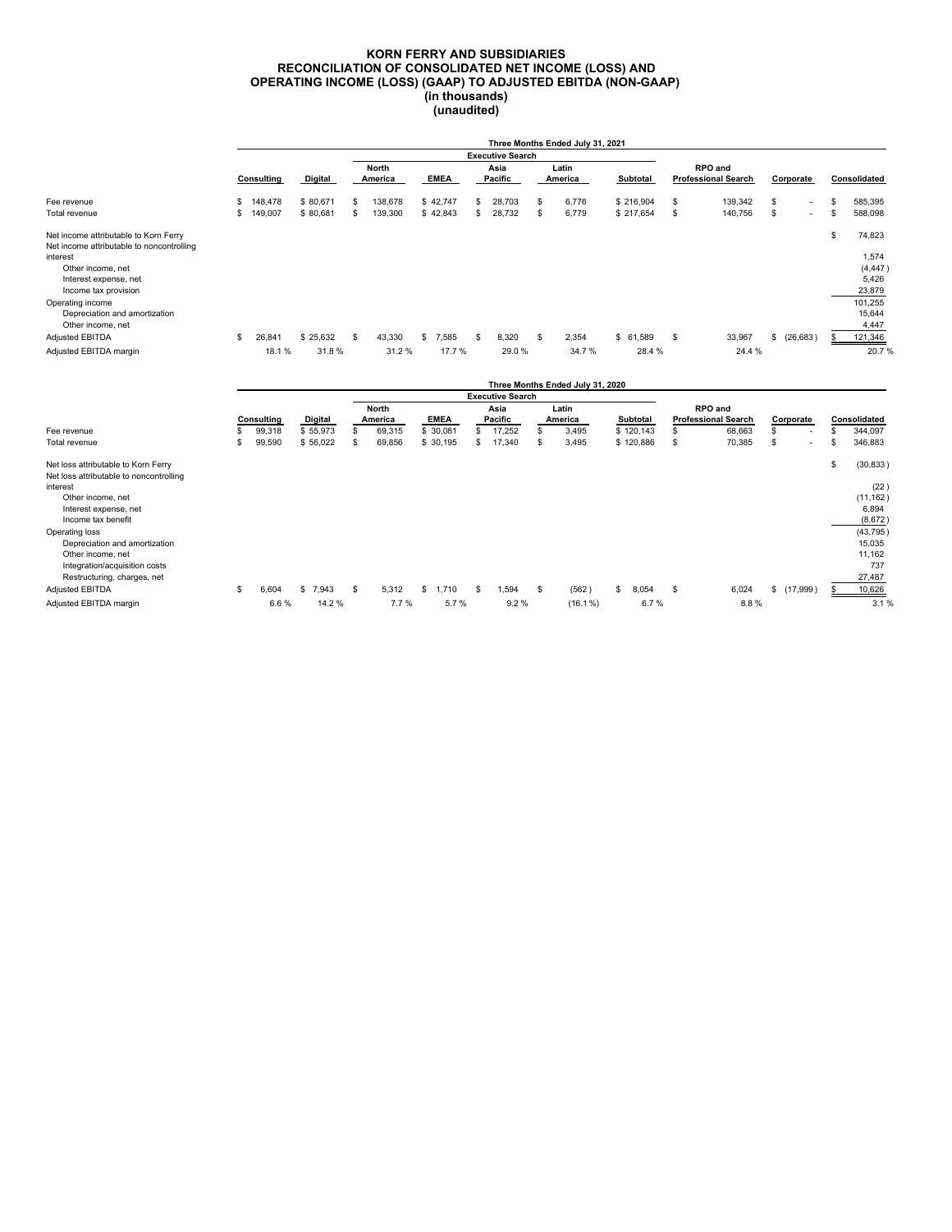# KORN FERRY AND SUBSIDIARIES
## RECONCILIATION OF CONSOLIDATED NET INCOME (LOSS) AND OPERATING INCOME (LOSS) (GAAP) TO ADJUSTED EBITDA (NON-GAAP)
### (in thousands)
### (unaudited)

| | Three Months Ended July 31, 2021 | | | | | | | | | | |
|---|---|---|---|---|---|---|---|---|---|---|---|
| | | | Executive Search | | | | | | | | |
| | Consulting | Digital | North America | EMEA | Asia Pacific | Latin America | Subtotal | RPO and Professional Search | Corporate | Consolidated |
| Fee revenue | $ 148,478 | $ 80,671 | $ 138,678 | $ 42,747 | $ 28,703 | $ 6,776 | $ 216,904 | $ 139,342 | $ - | $ 585,395 |
| Total revenue | $ 149,007 | $ 80,681 | $ 139,300 | $ 42,843 | $ 28,732 | $ 6,779 | $ 217,654 | $ 140,756 | $ - | $ 588,098 |
| Net income attributable to Korn Ferry | | | | | | | | | | $ 74,823 |
| Net income attributable to noncontrolling interest | | | | | | | | | | 1,574 |
| Other income, net | | | | | | | | | | (4,447) |
| Interest expense, net | | | | | | | | | | 5,426 |
| Income tax provision | | | | | | | | | | 23,879 |
| Operating income | | | | | | | | | | 101,255 |
| Depreciation and amortization | | | | | | | | | | 15,644 |
| Other income, net | | | | | | | | | | 4,447 |
| Adjusted EBITDA | $ 26,841 | $ 25,632 | $ 43,330 | $ 7,585 | $ 8,320 | $ 2,354 | $ 61,589 | $ 33,967 | $ (26,683) | $ 121,346 |
| Adjusted EBITDA margin | 18.1 % | 31.8 % | 31.2 % | 17.7 % | 29.0 % | 34.7 % | 28.4 % | 24.4 % | | 20.7 % |

| | Three Months Ended July 31, 2020 | | | | | | | | | |
|---|---|---|---|---|---|---|---|---|---|---|
| | | | Executive Search | | | | | | | |
| | Consulting | Digital | North America | EMEA | Asia Pacific | Latin America | Subtotal | RPO and Professional Search | Corporate | Consolidated |
| Fee revenue | $ 99,318 | $ 55,973 | $ 69,315 | $ 30,081 | $ 17,252 | $ 3,495 | $ 120,143 | $ 68,663 | $ - | $ 344,097 |
| Total revenue | $ 99,590 | $ 56,022 | $ 69,856 | $ 30,195 | $ 17,340 | $ 3,495 | $ 120,886 | $ 70,385 | $ - | $ 346,883 |
| Net loss attributable to Korn Ferry | | | | | | | | | | $ (30,833) |
| Net loss attributable to noncontrolling interest | | | | | | | | | | (22) |
| Other income, net | | | | | | | | | | (11,162) |
| Interest expense, net | | | | | | | | | | 6,894 |
| Income tax benefit | | | | | | | | | | (8,672) |
| Operating loss | | | | | | | | | | (43,795) |
| Depreciation and amortization | | | | | | | | | | 15,035 |
| Other income, net | | | | | | | | | | 11,162 |
| Integration/acquisition costs | | | | | | | | | | 737 |
| Restructuring, charges, net | | | | | | | | | | 27,487 |
| Adjusted EBITDA | $ 6,604 | $ 7,943 | $ 5,312 | $ 1,710 | $ 1,594 | $ (562) | $ 8,054 | $ 6,024 | $ (17,999) | $ 10,626 |
| Adjusted EBITDA margin | 6.6 % | 14.2 % | 7.7 % | 5.7 % | 9.2 % | (16.1 %) | 6.7 % | 8.8 % | | 3.1 % |